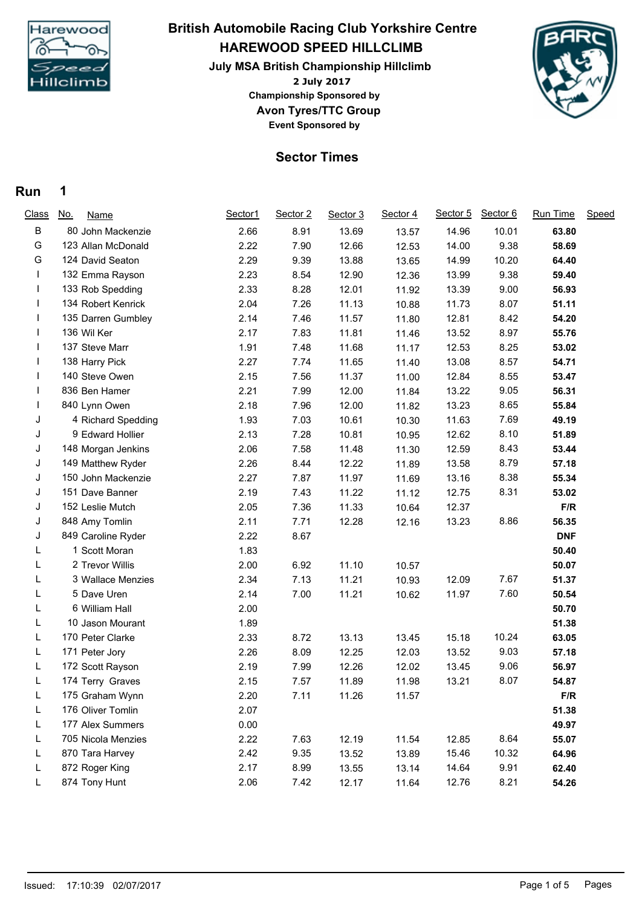# British Automobile Racing Club Yorkshire Centre

## HAREWOOD SPEED HILLCLIMB

### July MSA British Championship Hillclimb

**2 July 2017**

**Championship Sponsored by**

**Avon Tyres/TTC Group**

**Event Sponsored by**

## Sector Times

### Run 1

| Class | No. | Name | Sector1 | Sector 2 | Sector 3 | Sector 4 | Sector 5 | Sector 6 | Run Time | Speed |
|---|---|---|---|---|---|---|---|---|---|---|
| B | 80 | John Mackenzie | 2.66 | 8.91 | 13.69 | 13.57 | 14.96 | 10.01 | **63.80** | |
| G | 123 | Allan McDonald | 2.22 | 7.90 | 12.66 | 12.53 | 14.00 | 9.38 | **58.69** | |
| G | 124 | David Seaton | 2.29 | 9.39 | 13.88 | 13.65 | 14.99 | 10.20 | **64.40** | |
| I | 132 | Emma Rayson | 2.23 | 8.54 | 12.90 | 12.36 | 13.99 | 9.38 | **59.40** | |
| I | 133 | Rob Spedding | 2.33 | 8.28 | 12.01 | 11.92 | 13.39 | 9.00 | **56.93** | |
| I | 134 | Robert Kenrick | 2.04 | 7.26 | 11.13 | 10.88 | 11.73 | 8.07 | **51.11** | |
| I | 135 | Darren Gumbley | 2.14 | 7.46 | 11.57 | 11.80 | 12.81 | 8.42 | **54.20** | |
| I | 136 | Wil Ker | 2.17 | 7.83 | 11.81 | 11.46 | 13.52 | 8.97 | **55.76** | |
| I | 137 | Steve Marr | 1.91 | 7.48 | 11.68 | 11.17 | 12.53 | 8.25 | **53.02** | |
| I | 138 | Harry Pick | 2.27 | 7.74 | 11.65 | 11.40 | 13.08 | 8.57 | **54.71** | |
| I | 140 | Steve Owen | 2.15 | 7.56 | 11.37 | 11.00 | 12.84 | 8.55 | **53.47** | |
| I | 836 | Ben Hamer | 2.21 | 7.99 | 12.00 | 11.84 | 13.22 | 9.05 | **56.31** | |
| I | 840 | Lynn Owen | 2.18 | 7.96 | 12.00 | 11.82 | 13.23 | 8.65 | **55.84** | |
| J | 4 | Richard Spedding | 1.93 | 7.03 | 10.61 | 10.30 | 11.63 | 7.69 | **49.19** | |
| J | 9 | Edward Hollier | 2.13 | 7.28 | 10.81 | 10.95 | 12.62 | 8.10 | **51.89** | |
| J | 148 | Morgan Jenkins | 2.06 | 7.58 | 11.48 | 11.30 | 12.59 | 8.43 | **53.44** | |
| J | 149 | Matthew Ryder | 2.26 | 8.44 | 12.22 | 11.89 | 13.58 | 8.79 | **57.18** | |
| J | 150 | John Mackenzie | 2.27 | 7.87 | 11.97 | 11.69 | 13.16 | 8.38 | **55.34** | |
| J | 151 | Dave Banner | 2.19 | 7.43 | 11.22 | 11.12 | 12.75 | 8.31 | **53.02** | |
| J | 152 | Leslie Mutch | 2.05 | 7.36 | 11.33 | 10.64 | 12.37 | | **F/R** | |
| J | 848 | Amy Tomlin | 2.11 | 7.71 | 12.28 | 12.16 | 13.23 | 8.86 | **56.35** | |
| J | 849 | Caroline Ryder | 2.22 | 8.67 | | | | | **DNF** | |
| L | 1 | Scott Moran | 1.83 | | | | | | **50.40** | |
| L | 2 | Trevor Willis | 2.00 | 6.92 | 11.10 | 10.57 | | | **50.07** | |
| L | 3 | Wallace Menzies | 2.34 | 7.13 | 11.21 | 10.93 | 12.09 | 7.67 | **51.37** | |
| L | 5 | Dave Uren | 2.14 | 7.00 | 11.21 | 10.62 | 11.97 | 7.60 | **50.54** | |
| L | 6 | William Hall | 2.00 | | | | | | **50.70** | |
| L | 10 | Jason Mourant | 1.89 | | | | | | **51.38** | |
| L | 170 | Peter Clarke | 2.33 | 8.72 | 13.13 | 13.45 | 15.18 | 10.24 | **63.05** | |
| L | 171 | Peter Jory | 2.26 | 8.09 | 12.25 | 12.03 | 13.52 | 9.03 | **57.18** | |
| L | 172 | Scott Rayson | 2.19 | 7.99 | 12.26 | 12.02 | 13.45 | 9.06 | **56.97** | |
| L | 174 | Terry Graves | 2.15 | 7.57 | 11.89 | 11.98 | 13.21 | 8.07 | **54.87** | |
| L | 175 | Graham Wynn | 2.20 | 7.11 | 11.26 | 11.57 | | | **F/R** | |
| L | 176 | Oliver Tomlin | 2.07 | | | | | | **51.38** | |
| L | 177 | Alex Summers | 0.00 | | | | | | **49.97** | |
| L | 705 | Nicola Menzies | 2.22 | 7.63 | 12.19 | 11.54 | 12.85 | 8.64 | **55.07** | |
| L | 870 | Tara Harvey | 2.42 | 9.35 | 13.52 | 13.89 | 15.46 | 10.32 | **64.96** | |
| L | 872 | Roger King | 2.17 | 8.99 | 13.55 | 13.14 | 14.64 | 9.91 | **62.40** | |
| L | 874 | Tony Hunt | 2.06 | 7.42 | 12.17 | 11.64 | 12.76 | 8.21 | **54.26** | |

Issued: 17:10:39 02/07/2017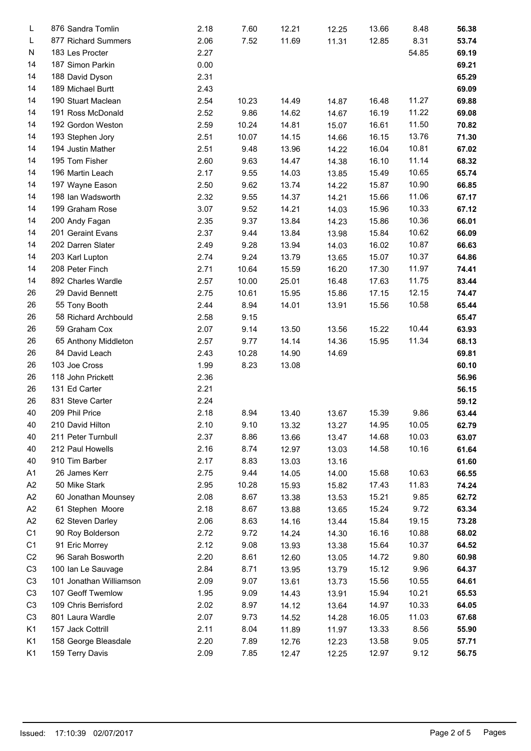| | | | | | | | | | |
|---|---|---|---|---|---|---|---|---|---|
| L | 876 | Sandra Tomlin | 2.18 | 7.60 | 12.21 | 12.25 | 13.66 | 8.48 | **56.38** |
| L | 877 | Richard Summers | 2.06 | 7.52 | 11.69 | 11.31 | 12.85 | 8.31 | **53.74** |
| N | 183 | Les Procter | 2.27 | | | | | 54.85 | **69.19** |
| 14 | 187 | Simon Parkin | 0.00 | | | | | | **69.21** |
| 14 | 188 | David Dyson | 2.31 | | | | | | **65.29** |
| 14 | 189 | Michael Burtt | 2.43 | | | | | | **69.09** |
| 14 | 190 | Stuart Maclean | 2.54 | 10.23 | 14.49 | 14.87 | 16.48 | 11.27 | **69.88** |
| 14 | 191 | Ross McDonald | 2.52 | 9.86 | 14.62 | 14.67 | 16.19 | 11.22 | **69.08** |
| 14 | 192 | Gordon Weston | 2.59 | 10.24 | 14.81 | 15.07 | 16.61 | 11.50 | **70.82** |
| 14 | 193 | Stephen Jory | 2.51 | 10.07 | 14.15 | 14.66 | 16.15 | 13.76 | **71.30** |
| 14 | 194 | Justin Mather | 2.51 | 9.48 | 13.96 | 14.22 | 16.04 | 10.81 | **67.02** |
| 14 | 195 | Tom Fisher | 2.60 | 9.63 | 14.47 | 14.38 | 16.10 | 11.14 | **68.32** |
| 14 | 196 | Martin Leach | 2.17 | 9.55 | 14.03 | 13.85 | 15.49 | 10.65 | **65.74** |
| 14 | 197 | Wayne Eason | 2.50 | 9.62 | 13.74 | 14.22 | 15.87 | 10.90 | **66.85** |
| 14 | 198 | Ian Wadsworth | 2.32 | 9.55 | 14.37 | 14.21 | 15.66 | 11.06 | **67.17** |
| 14 | 199 | Graham Rose | 3.07 | 9.52 | 14.21 | 14.03 | 15.96 | 10.33 | **67.12** |
| 14 | 200 | Andy Fagan | 2.35 | 9.37 | 13.84 | 14.23 | 15.86 | 10.36 | **66.01** |
| 14 | 201 | Geraint Evans | 2.37 | 9.44 | 13.84 | 13.98 | 15.84 | 10.62 | **66.09** |
| 14 | 202 | Darren Slater | 2.49 | 9.28 | 13.94 | 14.03 | 16.02 | 10.87 | **66.63** |
| 14 | 203 | Karl Lupton | 2.74 | 9.24 | 13.79 | 13.65 | 15.07 | 10.37 | **64.86** |
| 14 | 208 | Peter Finch | 2.71 | 10.64 | 15.59 | 16.20 | 17.30 | 11.97 | **74.41** |
| 14 | 892 | Charles Wardle | 2.57 | 10.00 | 25.01 | 16.48 | 17.63 | 11.75 | **83.44** |
| 26 | 29 | David Bennett | 2.75 | 10.61 | 15.95 | 15.86 | 17.15 | 12.15 | **74.47** |
| 26 | 55 | Tony Booth | 2.44 | 8.94 | 14.01 | 13.91 | 15.56 | 10.58 | **65.44** |
| 26 | 58 | Richard Archbould | 2.58 | 9.15 | | | | | **65.47** |
| 26 | 59 | Graham Cox | 2.07 | 9.14 | 13.50 | 13.56 | 15.22 | 10.44 | **63.93** |
| 26 | 65 | Anthony Middleton | 2.57 | 9.77 | 14.14 | 14.36 | 15.95 | 11.34 | **68.13** |
| 26 | 84 | David Leach | 2.43 | 10.28 | 14.90 | 14.69 | | | **69.81** |
| 26 | 103 | Joe Cross | 1.99 | 8.23 | 13.08 | | | | **60.10** |
| 26 | 118 | John Prickett | 2.36 | | | | | | **56.96** |
| 26 | 131 | Ed Carter | 2.21 | | | | | | **56.15** |
| 26 | 831 | Steve Carter | 2.24 | | | | | | **59.12** |
| 40 | 209 | Phil Price | 2.18 | 8.94 | 13.40 | 13.67 | 15.39 | 9.86 | **63.44** |
| 40 | 210 | David Hilton | 2.10 | 9.10 | 13.32 | 13.27 | 14.95 | 10.05 | **62.79** |
| 40 | 211 | Peter Turnbull | 2.37 | 8.86 | 13.66 | 13.47 | 14.68 | 10.03 | **63.07** |
| 40 | 212 | Paul Howells | 2.16 | 8.74 | 12.97 | 13.03 | 14.58 | 10.16 | **61.64** |
| 40 | 910 | Tim Barber | 2.17 | 8.83 | 13.03 | 13.16 | | | **61.60** |
| A1 | 26 | James Kerr | 2.75 | 9.44 | 14.05 | 14.00 | 15.68 | 10.63 | **66.55** |
| A2 | 50 | Mike Stark | 2.95 | 10.28 | 15.93 | 15.82 | 17.43 | 11.83 | **74.24** |
| A2 | 60 | Jonathan Mounsey | 2.08 | 8.67 | 13.38 | 13.53 | 15.21 | 9.85 | **62.72** |
| A2 | 61 | Stephen Moore | 2.18 | 8.67 | 13.88 | 13.65 | 15.24 | 9.72 | **63.34** |
| A2 | 62 | Steven Darley | 2.06 | 8.63 | 14.16 | 13.44 | 15.84 | 19.15 | **73.28** |
| C1 | 90 | Roy Bolderson | 2.72 | 9.72 | 14.24 | 14.30 | 16.16 | 10.88 | **68.02** |
| C1 | 91 | Eric Morrey | 2.12 | 9.08 | 13.93 | 13.38 | 15.64 | 10.37 | **64.52** |
| C2 | 96 | Sarah Bosworth | 2.20 | 8.61 | 12.60 | 13.05 | 14.72 | 9.80 | **60.98** |
| C3 | 100 | Ian Le Sauvage | 2.84 | 8.71 | 13.95 | 13.79 | 15.12 | 9.96 | **64.37** |
| C3 | 101 | Jonathan Williamson | 2.09 | 9.07 | 13.61 | 13.73 | 15.56 | 10.55 | **64.61** |
| C3 | 107 | Geoff Twemlow | 1.95 | 9.09 | 14.43 | 13.91 | 15.94 | 10.21 | **65.53** |
| C3 | 109 | Chris Berrisford | 2.02 | 8.97 | 14.12 | 13.64 | 14.97 | 10.33 | **64.05** |
| C3 | 801 | Laura Wardle | 2.07 | 9.73 | 14.52 | 14.28 | 16.05 | 11.03 | **67.68** |
| K1 | 157 | Jack Cottrill | 2.11 | 8.04 | 11.89 | 11.97 | 13.33 | 8.56 | **55.90** |
| K1 | 158 | George Bleasdale | 2.20 | 7.89 | 12.76 | 12.23 | 13.58 | 9.05 | **57.71** |
| K1 | 159 | Terry Davis | 2.09 | 7.85 | 12.47 | 12.25 | 12.97 | 9.12 | **56.75** |

Issued: 17:10:39 02/07/2017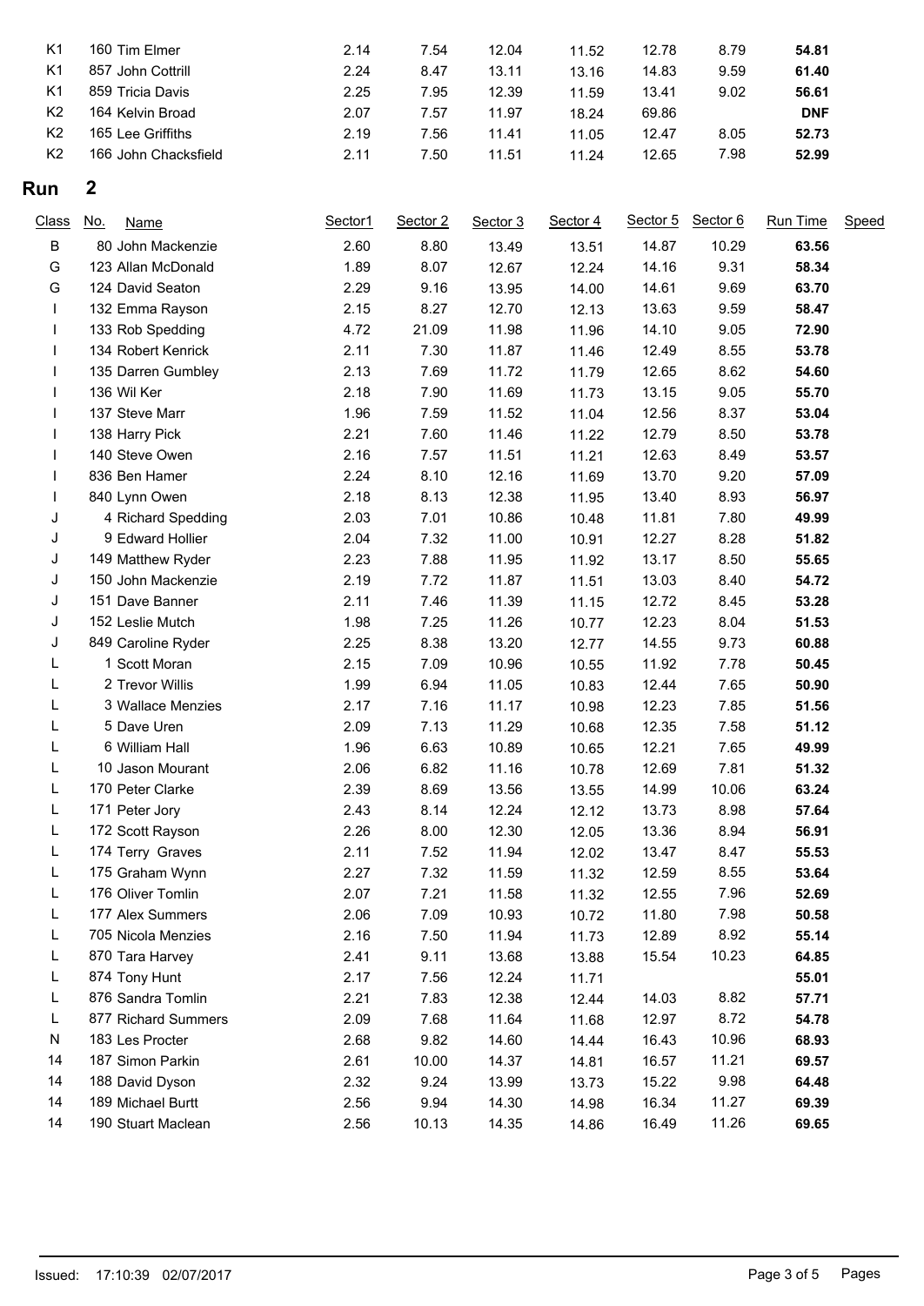| Class | No. | Name | Sector1 | Sector 2 | Sector 3 | Sector 4 | Sector 5 | Sector 6 | Run Time | Speed |
|---|---|---|---|---|---|---|---|---|---|---|
| K1 | 160 | Tim Elmer | 2.14 | 7.54 | 12.04 | 11.52 | 12.78 | 8.79 | **54.81** | |
| K1 | 857 | John Cottrill | 2.24 | 8.47 | 13.11 | 13.16 | 14.83 | 9.59 | **61.40** | |
| K1 | 859 | Tricia Davis | 2.25 | 7.95 | 12.39 | 11.59 | 13.41 | 9.02 | **56.61** | |
| K2 | 164 | Kelvin Broad | 2.07 | 7.57 | 11.97 | 18.24 | 69.86 | | **DNF** | |
| K2 | 165 | Lee Griffiths | 2.19 | 7.56 | 11.41 | 11.05 | 12.47 | 8.05 | **52.73** | |
| K2 | 166 | John Chacksfield | 2.11 | 7.50 | 11.51 | 11.24 | 12.65 | 7.98 | **52.99** | |

## Run 2

| Class | No. | Name | Sector1 | Sector 2 | Sector 3 | Sector 4 | Sector 5 | Sector 6 | Run Time | Speed |
|---|---|---|---|---|---|---|---|---|---|---|
| B | 80 | John Mackenzie | 2.60 | 8.80 | 13.49 | 13.51 | 14.87 | 10.29 | **63.56** | |
| G | 123 | Allan McDonald | 1.89 | 8.07 | 12.67 | 12.24 | 14.16 | 9.31 | **58.34** | |
| G | 124 | David Seaton | 2.29 | 9.16 | 13.95 | 14.00 | 14.61 | 9.69 | **63.70** | |
| I | 132 | Emma Rayson | 2.15 | 8.27 | 12.70 | 12.13 | 13.63 | 9.59 | **58.47** | |
| I | 133 | Rob Spedding | 4.72 | 21.09 | 11.98 | 11.96 | 14.10 | 9.05 | **72.90** | |
| I | 134 | Robert Kenrick | 2.11 | 7.30 | 11.87 | 11.46 | 12.49 | 8.55 | **53.78** | |
| I | 135 | Darren Gumbley | 2.13 | 7.69 | 11.72 | 11.79 | 12.65 | 8.62 | **54.60** | |
| I | 136 | Wil Ker | 2.18 | 7.90 | 11.69 | 11.73 | 13.15 | 9.05 | **55.70** | |
| I | 137 | Steve Marr | 1.96 | 7.59 | 11.52 | 11.04 | 12.56 | 8.37 | **53.04** | |
| I | 138 | Harry Pick | 2.21 | 7.60 | 11.46 | 11.22 | 12.79 | 8.50 | **53.78** | |
| I | 140 | Steve Owen | 2.16 | 7.57 | 11.51 | 11.21 | 12.63 | 8.49 | **53.57** | |
| I | 836 | Ben Hamer | 2.24 | 8.10 | 12.16 | 11.69 | 13.70 | 9.20 | **57.09** | |
| I | 840 | Lynn Owen | 2.18 | 8.13 | 12.38 | 11.95 | 13.40 | 8.93 | **56.97** | |
| J | 4 | Richard Spedding | 2.03 | 7.01 | 10.86 | 10.48 | 11.81 | 7.80 | **49.99** | |
| J | 9 | Edward Hollier | 2.04 | 7.32 | 11.00 | 10.91 | 12.27 | 8.28 | **51.82** | |
| J | 149 | Matthew Ryder | 2.23 | 7.88 | 11.95 | 11.92 | 13.17 | 8.50 | **55.65** | |
| J | 150 | John Mackenzie | 2.19 | 7.72 | 11.87 | 11.51 | 13.03 | 8.40 | **54.72** | |
| J | 151 | Dave Banner | 2.11 | 7.46 | 11.39 | 11.15 | 12.72 | 8.45 | **53.28** | |
| J | 152 | Leslie Mutch | 1.98 | 7.25 | 11.26 | 10.77 | 12.23 | 8.04 | **51.53** | |
| J | 849 | Caroline Ryder | 2.25 | 8.38 | 13.20 | 12.77 | 14.55 | 9.73 | **60.88** | |
| L | 1 | Scott Moran | 2.15 | 7.09 | 10.96 | 10.55 | 11.92 | 7.78 | **50.45** | |
| L | 2 | Trevor Willis | 1.99 | 6.94 | 11.05 | 10.83 | 12.44 | 7.65 | **50.90** | |
| L | 3 | Wallace Menzies | 2.17 | 7.16 | 11.17 | 10.98 | 12.23 | 7.85 | **51.56** | |
| L | 5 | Dave Uren | 2.09 | 7.13 | 11.29 | 10.68 | 12.35 | 7.58 | **51.12** | |
| L | 6 | William Hall | 1.96 | 6.63 | 10.89 | 10.65 | 12.21 | 7.65 | **49.99** | |
| L | 10 | Jason Mourant | 2.06 | 6.82 | 11.16 | 10.78 | 12.69 | 7.81 | **51.32** | |
| L | 170 | Peter Clarke | 2.39 | 8.69 | 13.56 | 13.55 | 14.99 | 10.06 | **63.24** | |
| L | 171 | Peter Jory | 2.43 | 8.14 | 12.24 | 12.12 | 13.73 | 8.98 | **57.64** | |
| L | 172 | Scott Rayson | 2.26 | 8.00 | 12.30 | 12.05 | 13.36 | 8.94 | **56.91** | |
| L | 174 | Terry Graves | 2.11 | 7.52 | 11.94 | 12.02 | 13.47 | 8.47 | **55.53** | |
| L | 175 | Graham Wynn | 2.27 | 7.32 | 11.59 | 11.32 | 12.59 | 8.55 | **53.64** | |
| L | 176 | Oliver Tomlin | 2.07 | 7.21 | 11.58 | 11.32 | 12.55 | 7.96 | **52.69** | |
| L | 177 | Alex Summers | 2.06 | 7.09 | 10.93 | 10.72 | 11.80 | 7.98 | **50.58** | |
| L | 705 | Nicola Menzies | 2.16 | 7.50 | 11.94 | 11.73 | 12.89 | 8.92 | **55.14** | |
| L | 870 | Tara Harvey | 2.41 | 9.11 | 13.68 | 13.88 | 15.54 | 10.23 | **64.85** | |
| L | 874 | Tony Hunt | 2.17 | 7.56 | 12.24 | 11.71 | | | **55.01** | |
| L | 876 | Sandra Tomlin | 2.21 | 7.83 | 12.38 | 12.44 | 14.03 | 8.82 | **57.71** | |
| L | 877 | Richard Summers | 2.09 | 7.68 | 11.64 | 11.68 | 12.97 | 8.72 | **54.78** | |
| N | 183 | Les Procter | 2.68 | 9.82 | 14.60 | 14.44 | 16.43 | 10.96 | **68.93** | |
| 14 | 187 | Simon Parkin | 2.61 | 10.00 | 14.37 | 14.81 | 16.57 | 11.21 | **69.57** | |
| 14 | 188 | David Dyson | 2.32 | 9.24 | 13.99 | 13.73 | 15.22 | 9.98 | **64.48** | |
| 14 | 189 | Michael Burtt | 2.56 | 9.94 | 14.30 | 14.98 | 16.34 | 11.27 | **69.39** | |
| 14 | 190 | Stuart Maclean | 2.56 | 10.13 | 14.35 | 14.86 | 16.49 | 11.26 | **69.65** | |

Issued: 17:10:39 02/07/2017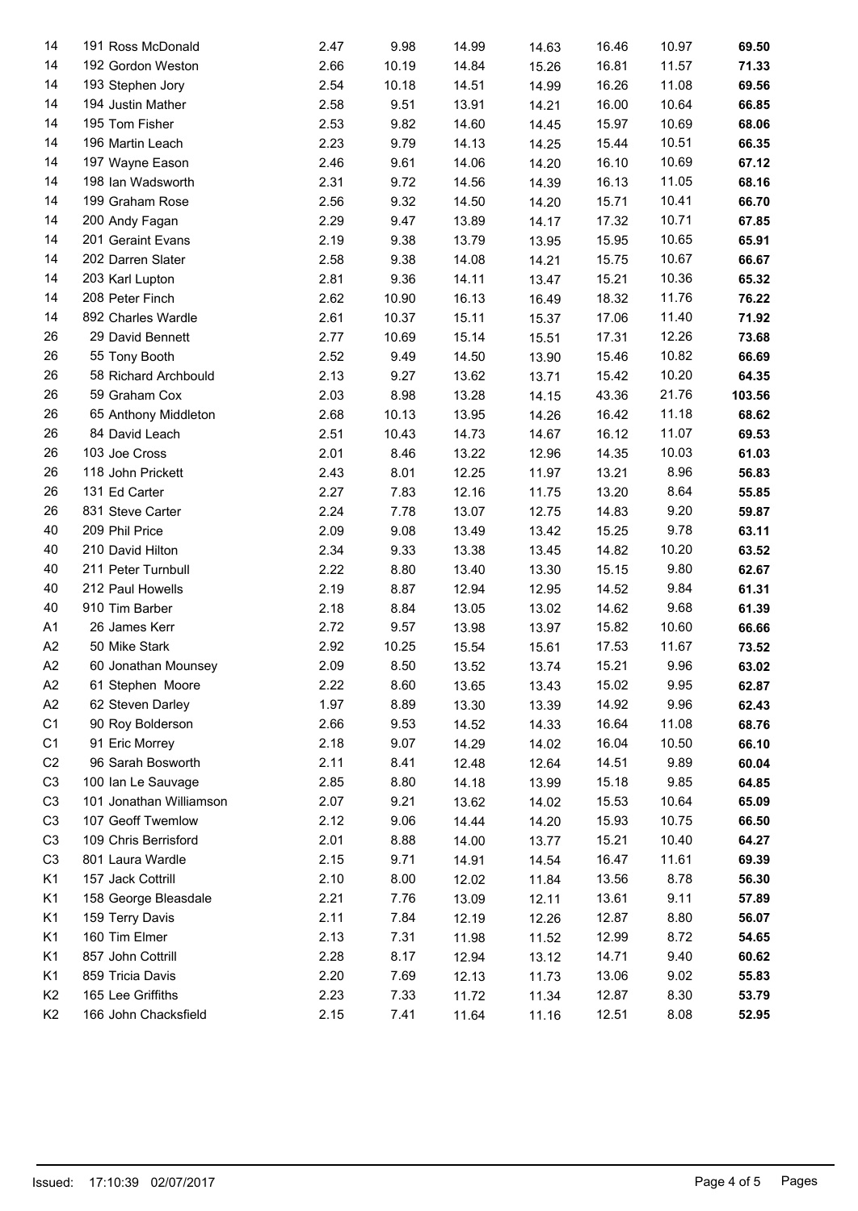| | | | | | | | | |
|---|---|---|---|---|---|---|---|---|
| 14 | 191 Ross McDonald | 2.47 | 9.98 | 14.99 | 14.63 | 16.46 | 10.97 | **69.50** |
| 14 | 192 Gordon Weston | 2.66 | 10.19 | 14.84 | 15.26 | 16.81 | 11.57 | **71.33** |
| 14 | 193 Stephen Jory | 2.54 | 10.18 | 14.51 | 14.99 | 16.26 | 11.08 | **69.56** |
| 14 | 194 Justin Mather | 2.58 | 9.51 | 13.91 | 14.21 | 16.00 | 10.64 | **66.85** |
| 14 | 195 Tom Fisher | 2.53 | 9.82 | 14.60 | 14.45 | 15.97 | 10.69 | **68.06** |
| 14 | 196 Martin Leach | 2.23 | 9.79 | 14.13 | 14.25 | 15.44 | 10.51 | **66.35** |
| 14 | 197 Wayne Eason | 2.46 | 9.61 | 14.06 | 14.20 | 16.10 | 10.69 | **67.12** |
| 14 | 198 Ian Wadsworth | 2.31 | 9.72 | 14.56 | 14.39 | 16.13 | 11.05 | **68.16** |
| 14 | 199 Graham Rose | 2.56 | 9.32 | 14.50 | 14.20 | 15.71 | 10.41 | **66.70** |
| 14 | 200 Andy Fagan | 2.29 | 9.47 | 13.89 | 14.17 | 17.32 | 10.71 | **67.85** |
| 14 | 201 Geraint Evans | 2.19 | 9.38 | 13.79 | 13.95 | 15.95 | 10.65 | **65.91** |
| 14 | 202 Darren Slater | 2.58 | 9.38 | 14.08 | 14.21 | 15.75 | 10.67 | **66.67** |
| 14 | 203 Karl Lupton | 2.81 | 9.36 | 14.11 | 13.47 | 15.21 | 10.36 | **65.32** |
| 14 | 208 Peter Finch | 2.62 | 10.90 | 16.13 | 16.49 | 18.32 | 11.76 | **76.22** |
| 14 | 892 Charles Wardle | 2.61 | 10.37 | 15.11 | 15.37 | 17.06 | 11.40 | **71.92** |
| 26 | 29 David Bennett | 2.77 | 10.69 | 15.14 | 15.51 | 17.31 | 12.26 | **73.68** |
| 26 | 55 Tony Booth | 2.52 | 9.49 | 14.50 | 13.90 | 15.46 | 10.82 | **66.69** |
| 26 | 58 Richard Archbould | 2.13 | 9.27 | 13.62 | 13.71 | 15.42 | 10.20 | **64.35** |
| 26 | 59 Graham Cox | 2.03 | 8.98 | 13.28 | 14.15 | 43.36 | 21.76 | **103.56** |
| 26 | 65 Anthony Middleton | 2.68 | 10.13 | 13.95 | 14.26 | 16.42 | 11.18 | **68.62** |
| 26 | 84 David Leach | 2.51 | 10.43 | 14.73 | 14.67 | 16.12 | 11.07 | **69.53** |
| 26 | 103 Joe Cross | 2.01 | 8.46 | 13.22 | 12.96 | 14.35 | 10.03 | **61.03** |
| 26 | 118 John Prickett | 2.43 | 8.01 | 12.25 | 11.97 | 13.21 | 8.96 | **56.83** |
| 26 | 131 Ed Carter | 2.27 | 7.83 | 12.16 | 11.75 | 13.20 | 8.64 | **55.85** |
| 26 | 831 Steve Carter | 2.24 | 7.78 | 13.07 | 12.75 | 14.83 | 9.20 | **59.87** |
| 40 | 209 Phil Price | 2.09 | 9.08 | 13.49 | 13.42 | 15.25 | 9.78 | **63.11** |
| 40 | 210 David Hilton | 2.34 | 9.33 | 13.38 | 13.45 | 14.82 | 10.20 | **63.52** |
| 40 | 211 Peter Turnbull | 2.22 | 8.80 | 13.40 | 13.30 | 15.15 | 9.80 | **62.67** |
| 40 | 212 Paul Howells | 2.19 | 8.87 | 12.94 | 12.95 | 14.52 | 9.84 | **61.31** |
| 40 | 910 Tim Barber | 2.18 | 8.84 | 13.05 | 13.02 | 14.62 | 9.68 | **61.39** |
| A1 | 26 James Kerr | 2.72 | 9.57 | 13.98 | 13.97 | 15.82 | 10.60 | **66.66** |
| A2 | 50 Mike Stark | 2.92 | 10.25 | 15.54 | 15.61 | 17.53 | 11.67 | **73.52** |
| A2 | 60 Jonathan Mounsey | 2.09 | 8.50 | 13.52 | 13.74 | 15.21 | 9.96 | **63.02** |
| A2 | 61 Stephen Moore | 2.22 | 8.60 | 13.65 | 13.43 | 15.02 | 9.95 | **62.87** |
| A2 | 62 Steven Darley | 1.97 | 8.89 | 13.30 | 13.39 | 14.92 | 9.96 | **62.43** |
| C1 | 90 Roy Bolderson | 2.66 | 9.53 | 14.52 | 14.33 | 16.64 | 11.08 | **68.76** |
| C1 | 91 Eric Morrey | 2.18 | 9.07 | 14.29 | 14.02 | 16.04 | 10.50 | **66.10** |
| C2 | 96 Sarah Bosworth | 2.11 | 8.41 | 12.48 | 12.64 | 14.51 | 9.89 | **60.04** |
| C3 | 100 Ian Le Sauvage | 2.85 | 8.80 | 14.18 | 13.99 | 15.18 | 9.85 | **64.85** |
| C3 | 101 Jonathan Williamson | 2.07 | 9.21 | 13.62 | 14.02 | 15.53 | 10.64 | **65.09** |
| C3 | 107 Geoff Twemlow | 2.12 | 9.06 | 14.44 | 14.20 | 15.93 | 10.75 | **66.50** |
| C3 | 109 Chris Berrisford | 2.01 | 8.88 | 14.00 | 13.77 | 15.21 | 10.40 | **64.27** |
| C3 | 801 Laura Wardle | 2.15 | 9.71 | 14.91 | 14.54 | 16.47 | 11.61 | **69.39** |
| K1 | 157 Jack Cottrill | 2.10 | 8.00 | 12.02 | 11.84 | 13.56 | 8.78 | **56.30** |
| K1 | 158 George Bleasdale | 2.21 | 7.76 | 13.09 | 12.11 | 13.61 | 9.11 | **57.89** |
| K1 | 159 Terry Davis | 2.11 | 7.84 | 12.19 | 12.26 | 12.87 | 8.80 | **56.07** |
| K1 | 160 Tim Elmer | 2.13 | 7.31 | 11.98 | 11.52 | 12.99 | 8.72 | **54.65** |
| K1 | 857 John Cottrill | 2.28 | 8.17 | 12.94 | 13.12 | 14.71 | 9.40 | **60.62** |
| K1 | 859 Tricia Davis | 2.20 | 7.69 | 12.13 | 11.73 | 13.06 | 9.02 | **55.83** |
| K2 | 165 Lee Griffiths | 2.23 | 7.33 | 11.72 | 11.34 | 12.87 | 8.30 | **53.79** |
| K2 | 166 John Chacksfield | 2.15 | 7.41 | 11.64 | 11.16 | 12.51 | 8.08 | **52.95** |

Issued: 17:10:39 02/07/2017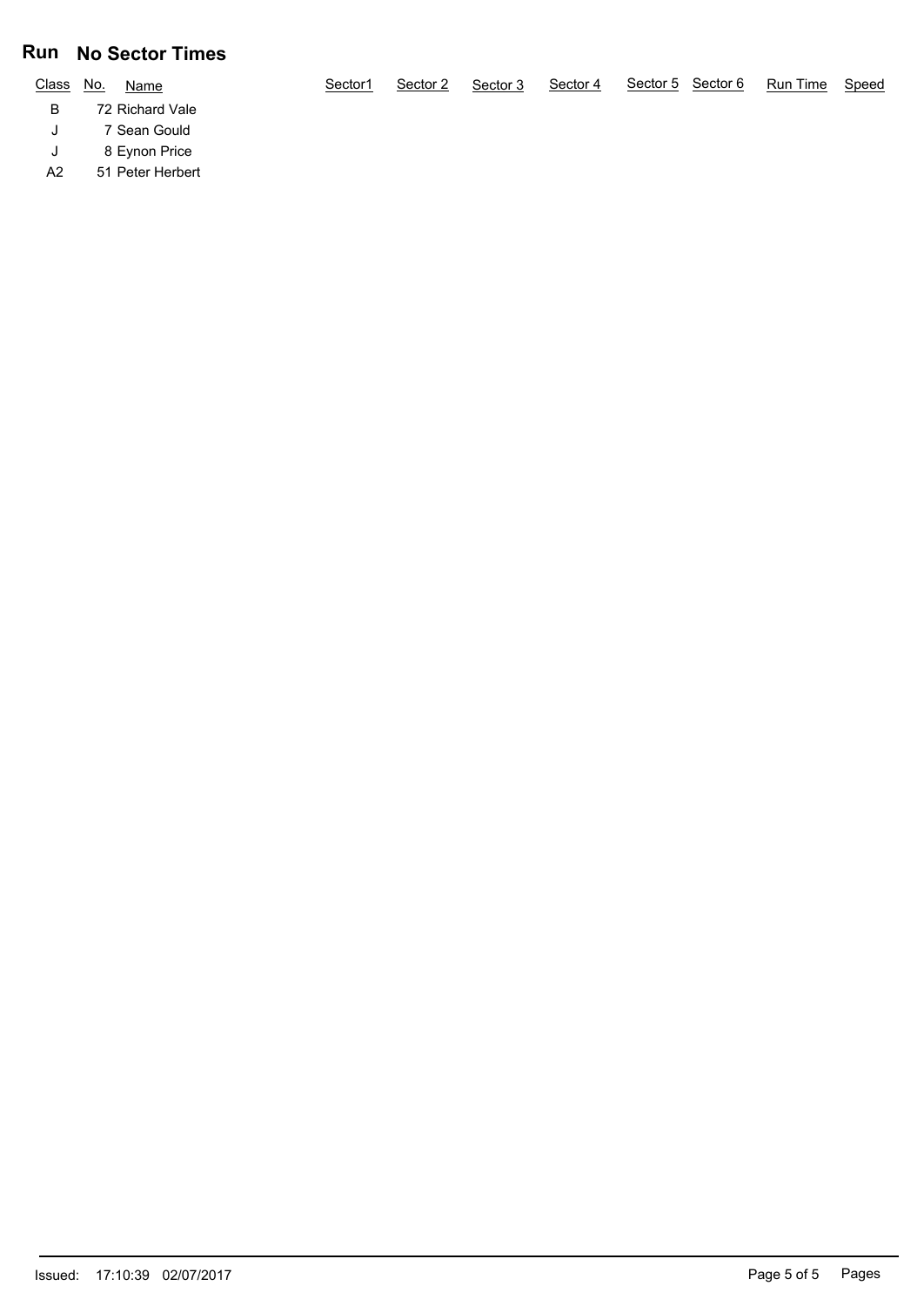## Run No Sector Times

| Class | No. | Name | Sector1 | Sector 2 | Sector 3 | Sector 4 | Sector 5 | Sector 6 | Run Time | Speed |
|---|---|---|---|---|---|---|---|---|---|---|
| B | 72 | Richard Vale | | | | | | | | |
| J | 7 | Sean Gould | | | | | | | | |
| J | 8 | Eynon Price | | | | | | | | |
| A2 | 51 | Peter Herbert | | | | | | | | |

Issued: 17:10:39 02/07/2017